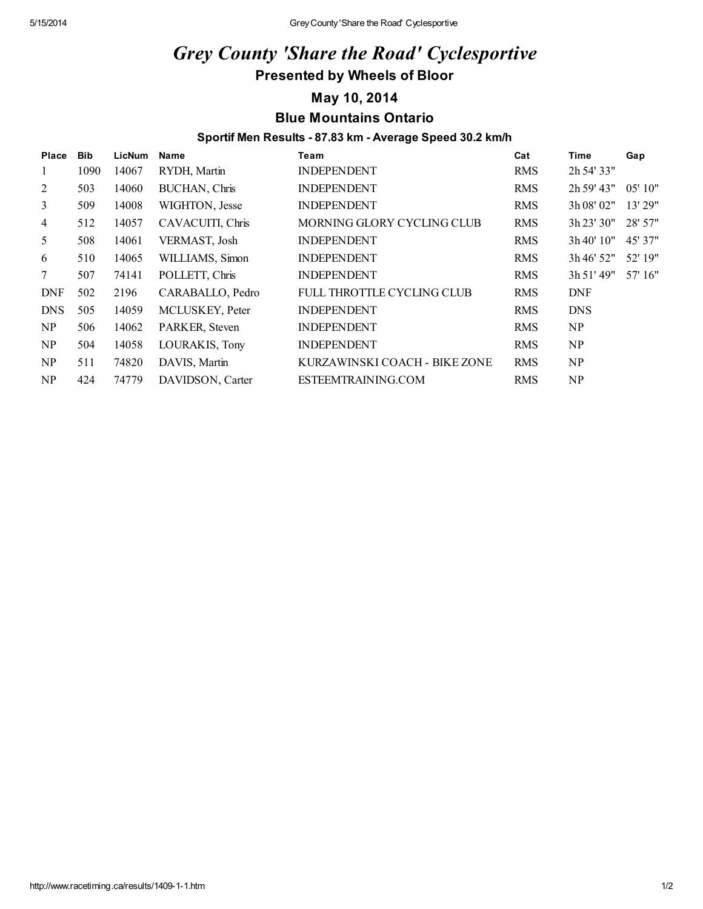# *Grey County 'Share the Road' Cyclesportive*

### Presented by Wheels of Bloor

### May 10, 2014

### Blue Mountains Ontario

#### Sportif Men Results - 87.83 km - Average Speed 30.2 km/h

| Place | Bib | LicNum | Name | Team | Cat | Time | Gap |
|---|---|---|---|---|---|---|---|
| 1 | 1090 | 14067 | RYDH, Martin | INDEPENDENT | RMS | 2h 54' 33" | |
| 2 | 503 | 14060 | BUCHAN, Chris | INDEPENDENT | RMS | 2h 59' 43" | 05' 10" |
| 3 | 509 | 14008 | WIGHTON, Jesse | INDEPENDENT | RMS | 3h 08' 02" | 13' 29" |
| 4 | 512 | 14057 | CAVACUITI, Chris | MORNING GLORY CYCLING CLUB | RMS | 3h 23' 30" | 28' 57" |
| 5 | 508 | 14061 | VERMAST, Josh | INDEPENDENT | RMS | 3h 40' 10" | 45' 37" |
| 6 | 510 | 14065 | WILLIAMS, Simon | INDEPENDENT | RMS | 3h 46' 52" | 52' 19" |
| 7 | 507 | 74141 | POLLETT, Chris | INDEPENDENT | RMS | 3h 51' 49" | 57' 16" |
| DNF | 502 | 2196 | CARABALLO, Pedro | FULL THROTTLE CYCLING CLUB | RMS | DNF | |
| DNS | 505 | 14059 | MCLUSKEY, Peter | INDEPENDENT | RMS | DNS | |
| NP | 506 | 14062 | PARKER, Steven | INDEPENDENT | RMS | NP | |
| NP | 504 | 14058 | LOURAKIS, Tony | INDEPENDENT | RMS | NP | |
| NP | 511 | 74820 | DAVIS, Martin | KURZAWINSKI COACH - BIKE ZONE | RMS | NP | |
| NP | 424 | 74779 | DAVIDSON, Carter | ESTEEMTRAINING.COM | RMS | NP | |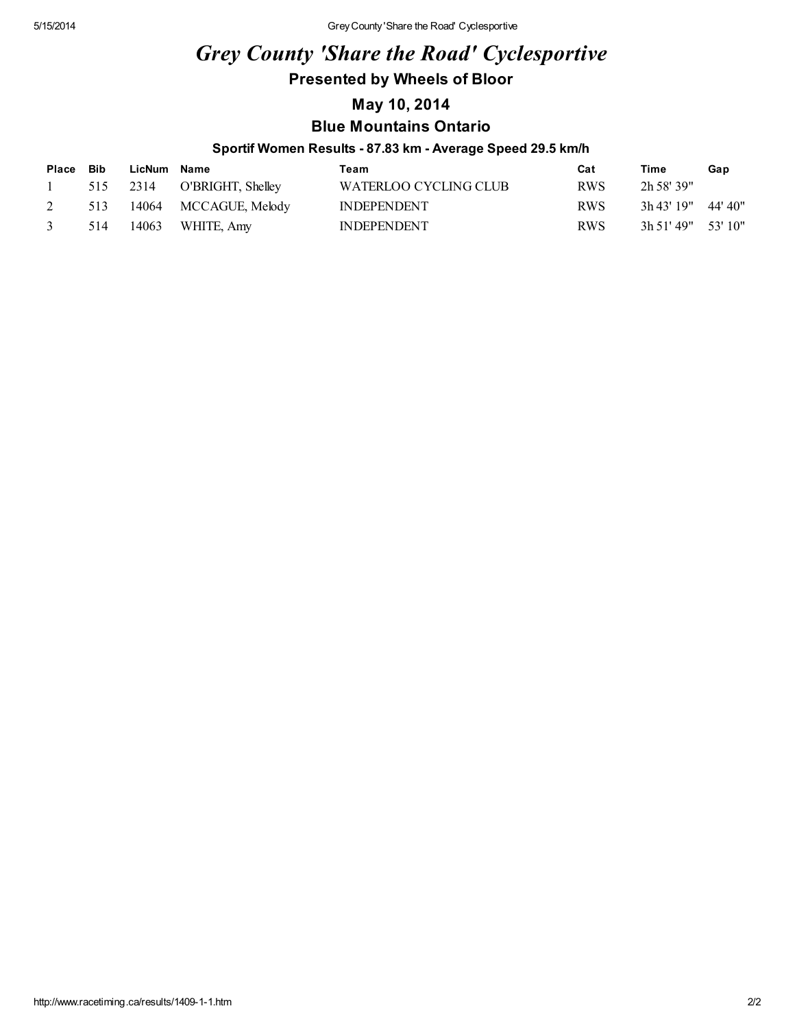# *Grey County 'Share the Road' Cyclesportive*

## Presented by Wheels of Bloor

## May 10, 2014

## Blue Mountains Ontario

### Sportif Women Results - 87.83 km - Average Speed 29.5 km/h

| Place | Bib | LicNum | Name | Team | Cat | Time | Gap |
|---|---|---|---|---|---|---|---|
| 1 | 515 | 2314 | O'BRIGHT, Shelley | WATERLOO CYCLING CLUB | RWS | 2h 58' 39" | |
| 2 | 513 | 14064 | MCCAGUE, Melody | INDEPENDENT | RWS | 3h 43' 19" | 44' 40" |
| 3 | 514 | 14063 | WHITE, Amy | INDEPENDENT | RWS | 3h 51' 49" | 53' 10" |